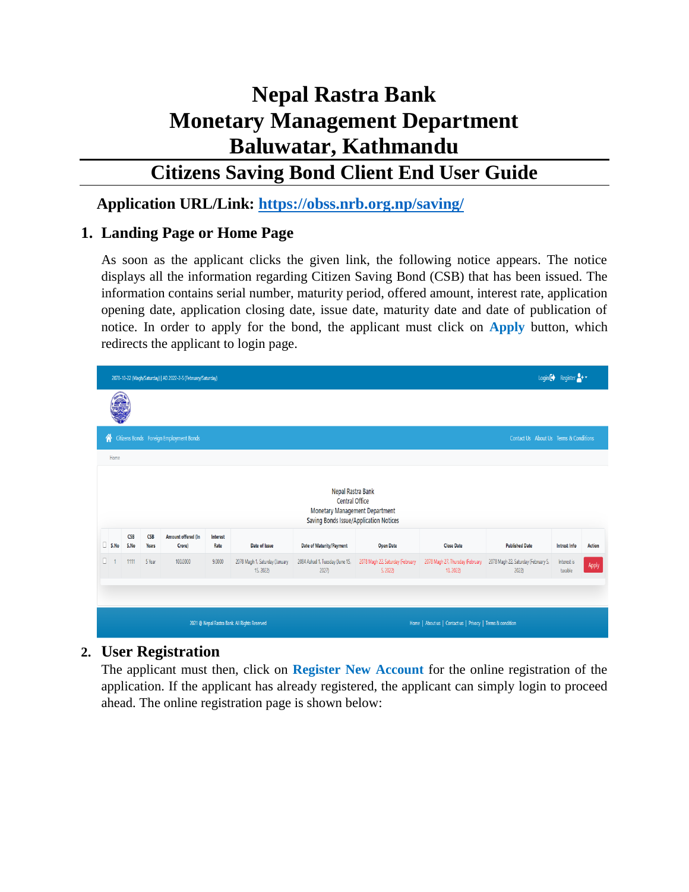# Nepal Rastra Bank
# Monetary Management Department
# Baluwatar, Kathmandu

## Citizens Saving Bond Client End User Guide

**Application URL/Link: [https://obss.nrb.org.np/saving/](https://obss.nrb.org.np/saving/)**

## 1. Landing Page or Home Page

As soon as the applicant clicks the given link, the following notice appears. The notice displays all the information regarding Citizen Saving Bond (CSB) that has been issued. The information contains serial number, maturity period, offered amount, interest rate, application opening date, application closing date, issue date, maturity date and date of publication of notice. In order to apply for the bond, the applicant must click on **Apply** button, which redirects the applicant to login page.

2078-10-22 (Magh/Saturday) | AD 2022-2-5 (February/Saturday) Login Register

Citizens Bonds Foreign Employment Bonds Contact Us About Us Terms & Conditions

Home

Nepal Rastra Bank
Central Office
Monetary Management Department
Saving Bonds Issue/Application Notices

| S.No | CSB S.No | CSB Years | Amount offered (In Crore) | Interest Rate | Date of Issue | Date of Maturity/Payment | Open Date | Close Date | Published Date | Intrest Info | Action |
|---|---|---|---|---|---|---|---|---|---|---|---|
| 1 | 1111 | 5 Year | 100.0000 | 9.0000 | 2078 Magh 1, Saturday (January 15, 2022) | 2084 Ashad 1, Tuesday (June 15, 2027) | 2078 Magh 22, Saturday (February 5, 2022) | 2078 Magh 27, Thursday (February 10, 2022) | 2078 Magh 22, Saturday (February 5, 2022) | Interest is taxable | Apply |

2021 @ Nepal Rastra Bank. All Rights Reserved Home | About us | Contact us | Privacy | Terms & condition

## 2. User Registration

The applicant must then, click on **Register New Account** for the online registration of the application. If the applicant has already registered, the applicant can simply login to proceed ahead. The online registration page is shown below: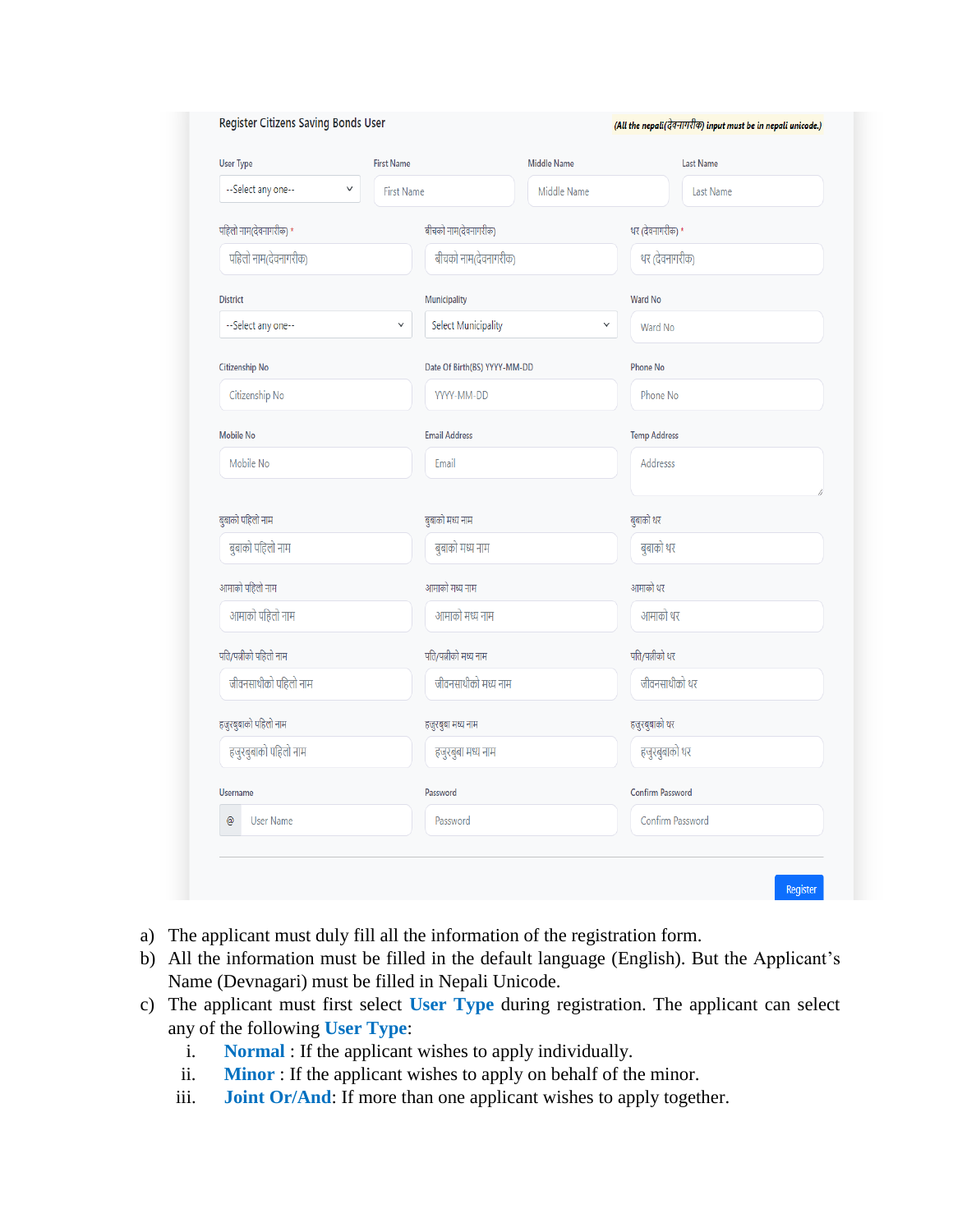Register Citizens Saving Bonds User

*(All the nepali(देवनागरीक) input must be in nepali unicode.)*

| User Type | First Name | Middle Name | Last Name |
|---|---|---|---|
| --Select any one-- | First Name | Middle Name | Last Name |

| पहिलो नाम(देवनागरीक) * | बीचको नाम(देवनागरीक) | थर (देवनागरीक) * |
|---|---|---|
| पहिलो नाम(देवनागरीक) | बीचको नाम(देवनागरीक) | थर (देवनागरीक) |
| **District** | **Municipality** | **Ward No** |
| --Select any one-- | Select Municipality | Ward No |
| **Citizenship No** | **Date Of Birth(BS) YYYY-MM-DD** | **Phone No** |
| Citizenship No | YYYY-MM-DD | Phone No |
| **Mobile No** | **Email Address** | **Temp Address** |
| Mobile No | Email | Address |
| **बुबाको पहिलो नाम** | **बुबाको मध्य नाम** | **बुबाको थर** |
| बुबाको पहिलो नाम | बुबाको मध्य नाम | बुबाको थर |
| **आमाको पहिलो नाम** | **आमाको मध्य नाम** | **आमाको थर** |
| आमाको पहिलो नाम | आमाको मध्य नाम | आमाको थर |
| **पति/पत्नीको पहिलो नाम** | **पति/पत्नीको मध्य नाम** | **पति/पत्नीको थर** |
| जीवनसाथीको पहिलो नाम | जीवनसाथीको मध्य नाम | जीवनसाथीको थर |
| **हजुरबुबाको पहिलो नाम** | **हजुरबुबा मध्य नाम** | **हजुरबुबाको थर** |
| हजुरबुबाको पहिलो नाम | हजुरबुबा मध्य नाम | हजुरबुबाको थर |
| **Username** | **Password** | **Confirm Password** |
| @ User Name | Password | Confirm Password |

Register

a) The applicant must duly fill all the information of the registration form.

b) All the information must be filled in the default language (English). But the Applicant's Name (Devnagari) must be filled in Nepali Unicode.

c) The applicant must first select **User Type** during registration. The applicant can select any of the following **User Type**:

   i. **Normal** : If the applicant wishes to apply individually.

   ii. **Minor** : If the applicant wishes to apply on behalf of the minor.

   iii. **Joint Or/And**: If more than one applicant wishes to apply together.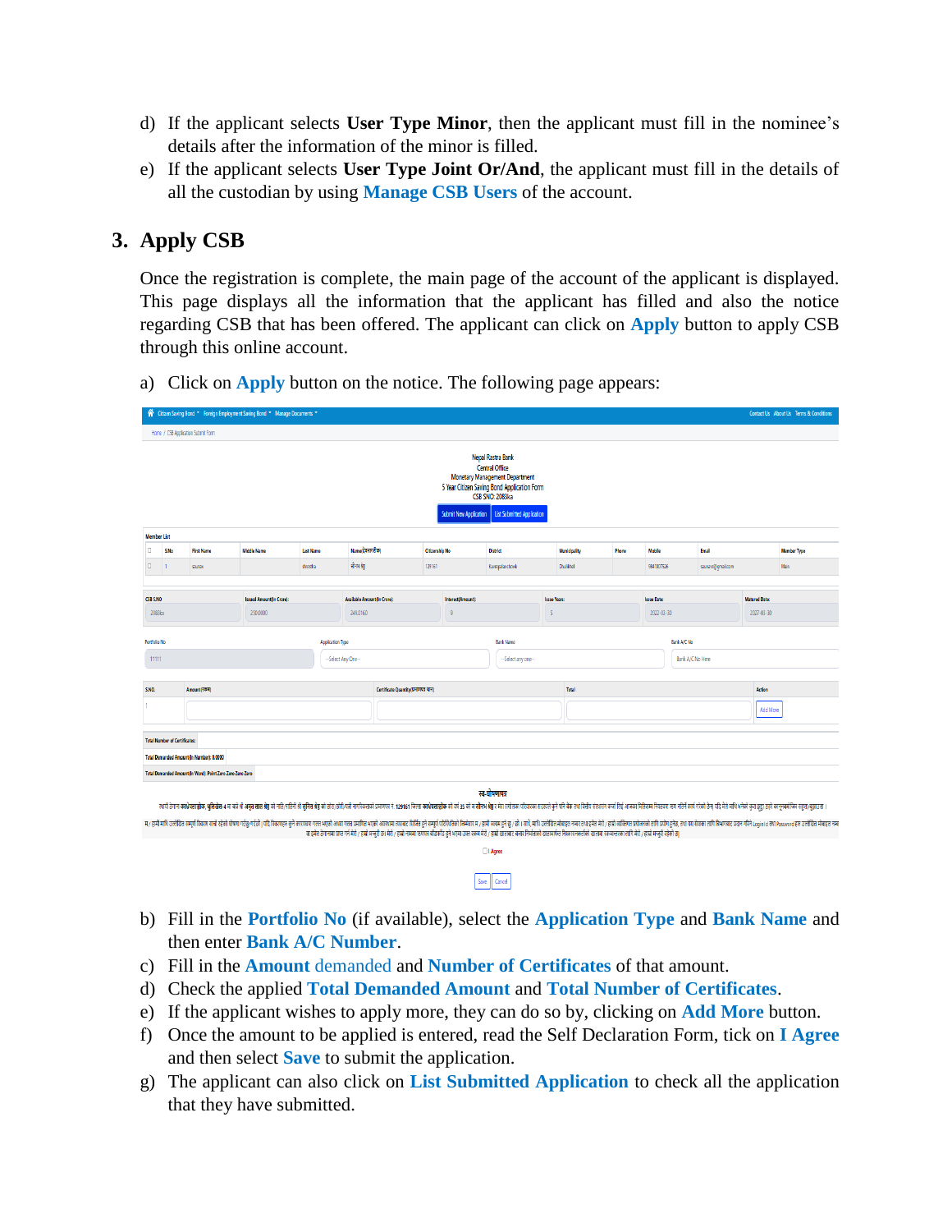d) If the applicant selects **User Type Minor**, then the applicant must fill in the nominee's details after the information of the minor is filled.

e) If the applicant selects **User Type Joint Or/And**, the applicant must fill in the details of all the custodian by using **Manage CSB Users** of the account.

## 3. Apply CSB

Once the registration is complete, the main page of the account of the applicant is displayed. This page displays all the information that the applicant has filled and also the notice regarding CSB that has been offered. The applicant can click on **Apply** button to apply CSB through this online account.

a) Click on **Apply** button on the notice. The following page appears:

b) Fill in the **Portfolio No** (if available), select the **Application Type** and **Bank Name** and then enter **Bank A/C Number**.

c) Fill in the **Amount** demanded and **Number of Certificates** of that amount.

d) Check the applied **Total Demanded Amount** and **Total Number of Certificates**.

e) If the applicant wishes to apply more, they can do so by, clicking on **Add More** button.

f) Once the amount to be applied is entered, read the Self Declaration Form, tick on **I Agree** and then select **Save** to submit the application.

g) The applicant can also click on **List Submitted Application** to check all the application that they have submitted.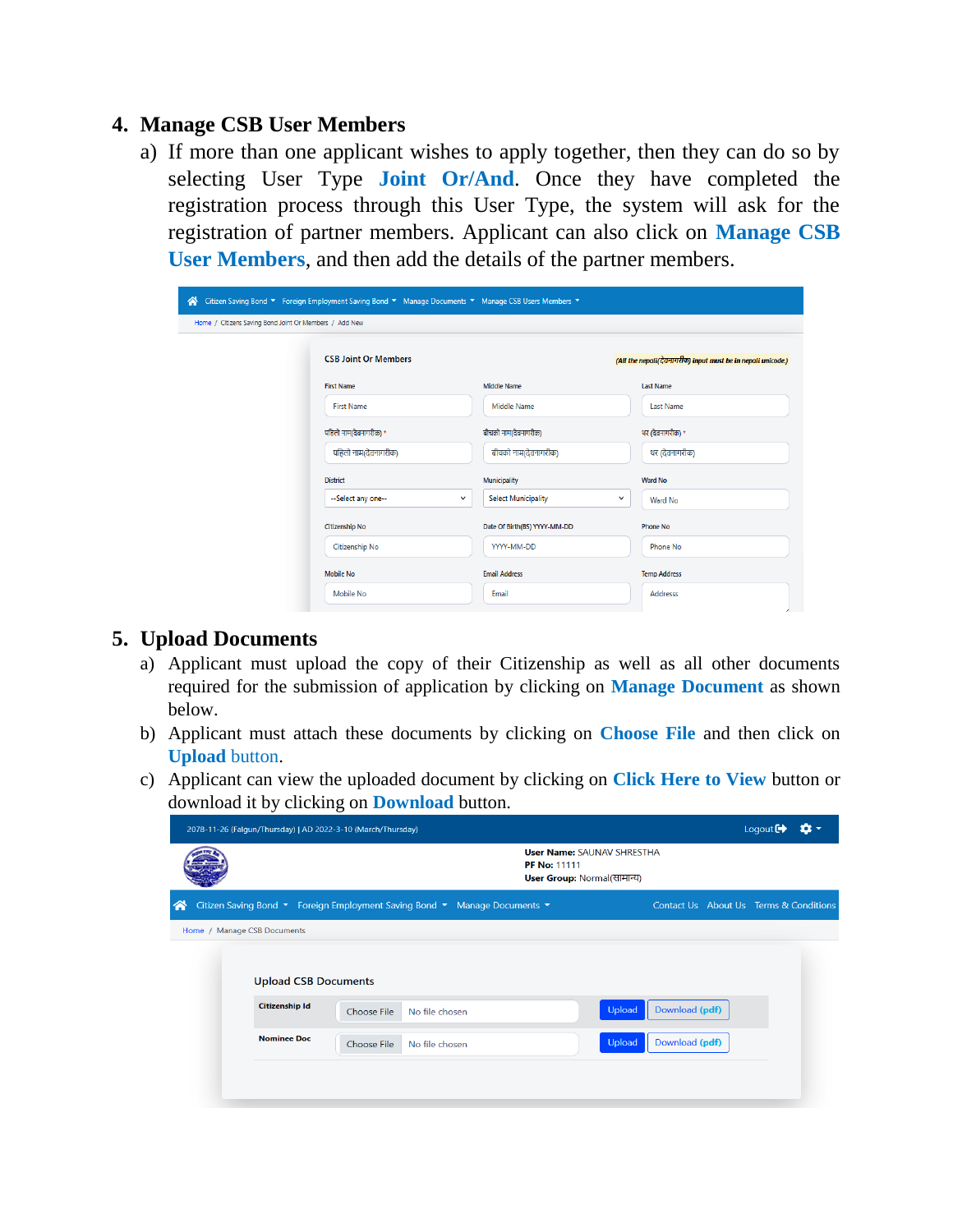## 4. Manage CSB User Members

a) If more than one applicant wishes to apply together, then they can do so by selecting User Type **Joint Or/And**. Once they have completed the registration process through this User Type, the system will ask for the registration of partner members. Applicant can also click on **Manage CSB User Members**, and then add the details of the partner members.

## 5. Upload Documents

a) Applicant must upload the copy of their Citizenship as well as all other documents required for the submission of application by clicking on **Manage Document** as shown below.

b) Applicant must attach these documents by clicking on **Choose File** and then click on **Upload** button.

c) Applicant can view the uploaded document by clicking on **Click Here to View** button or download it by clicking on **Download** button.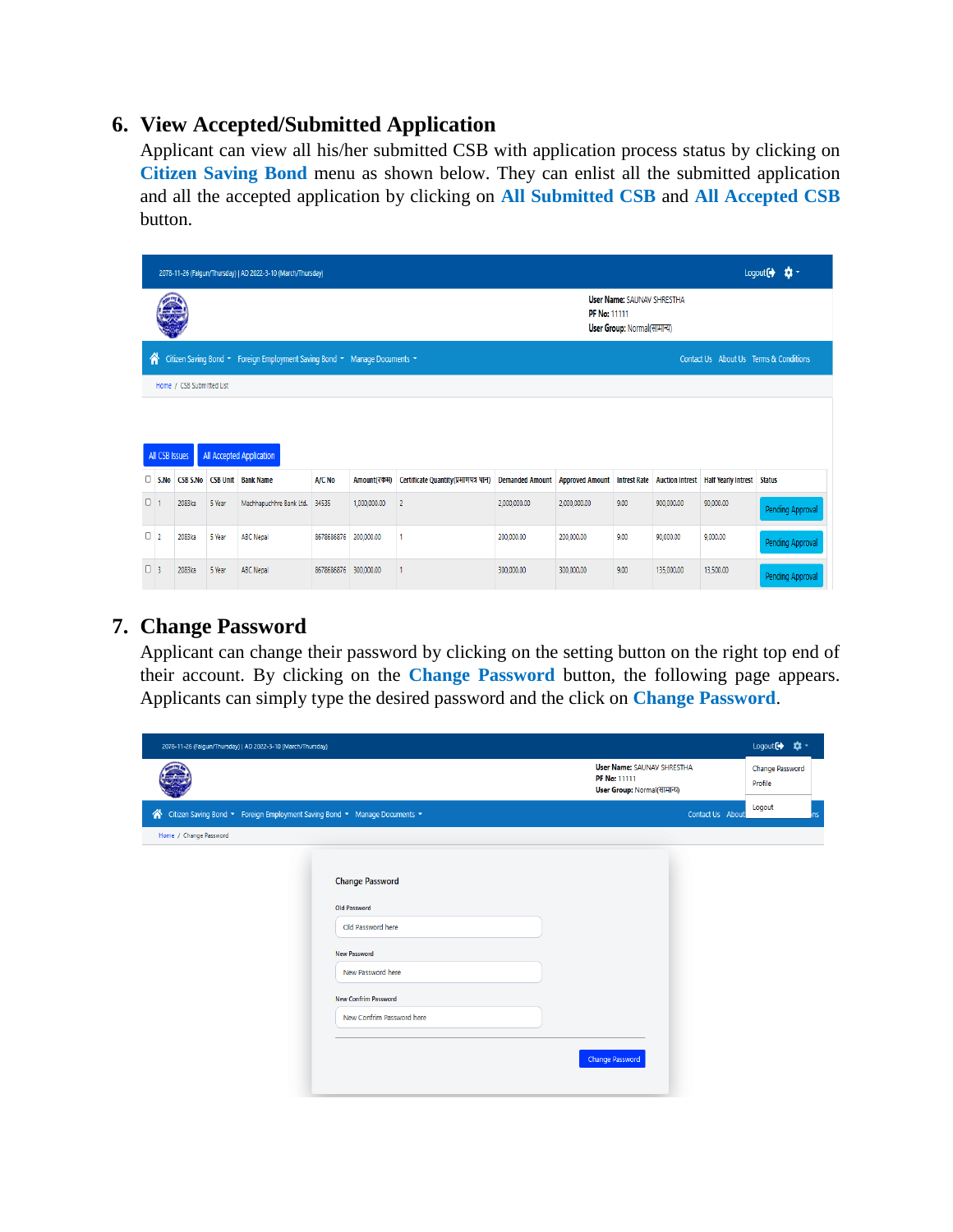## 6. View Accepted/Submitted Application

Applicant can view all his/her submitted CSB with application process status by clicking on **Citizen Saving Bond** menu as shown below. They can enlist all the submitted application and all the accepted application by clicking on **All Submitted CSB** and **All Accepted CSB** button.

## 7. Change Password

Applicant can change their password by clicking on the setting button on the right top end of their account. By clicking on the **Change Password** button, the following page appears. Applicants can simply type the desired password and the click on **Change Password**.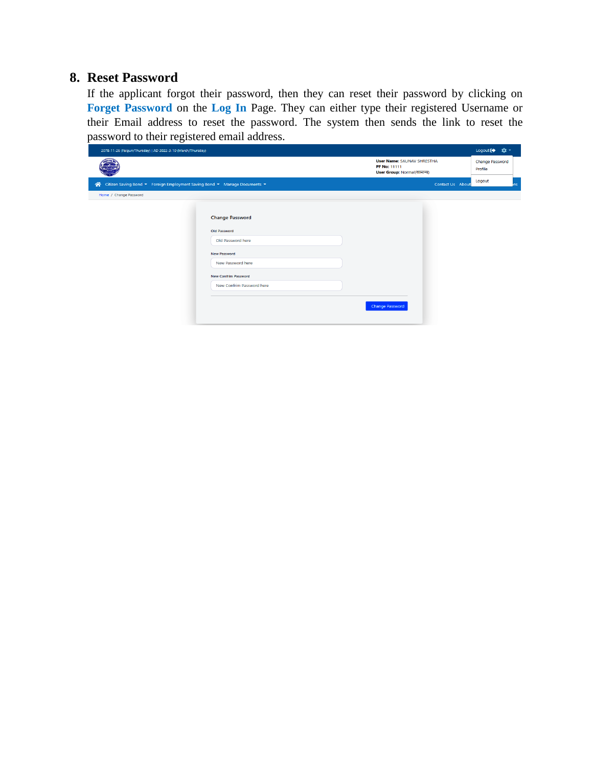## 8. Reset Password

If the applicant forgot their password, then they can reset their password by clicking on **Forget Password** on the **Log In** Page. They can either type their registered Username or their Email address to reset the password. The system then sends the link to reset the password to their registered email address.